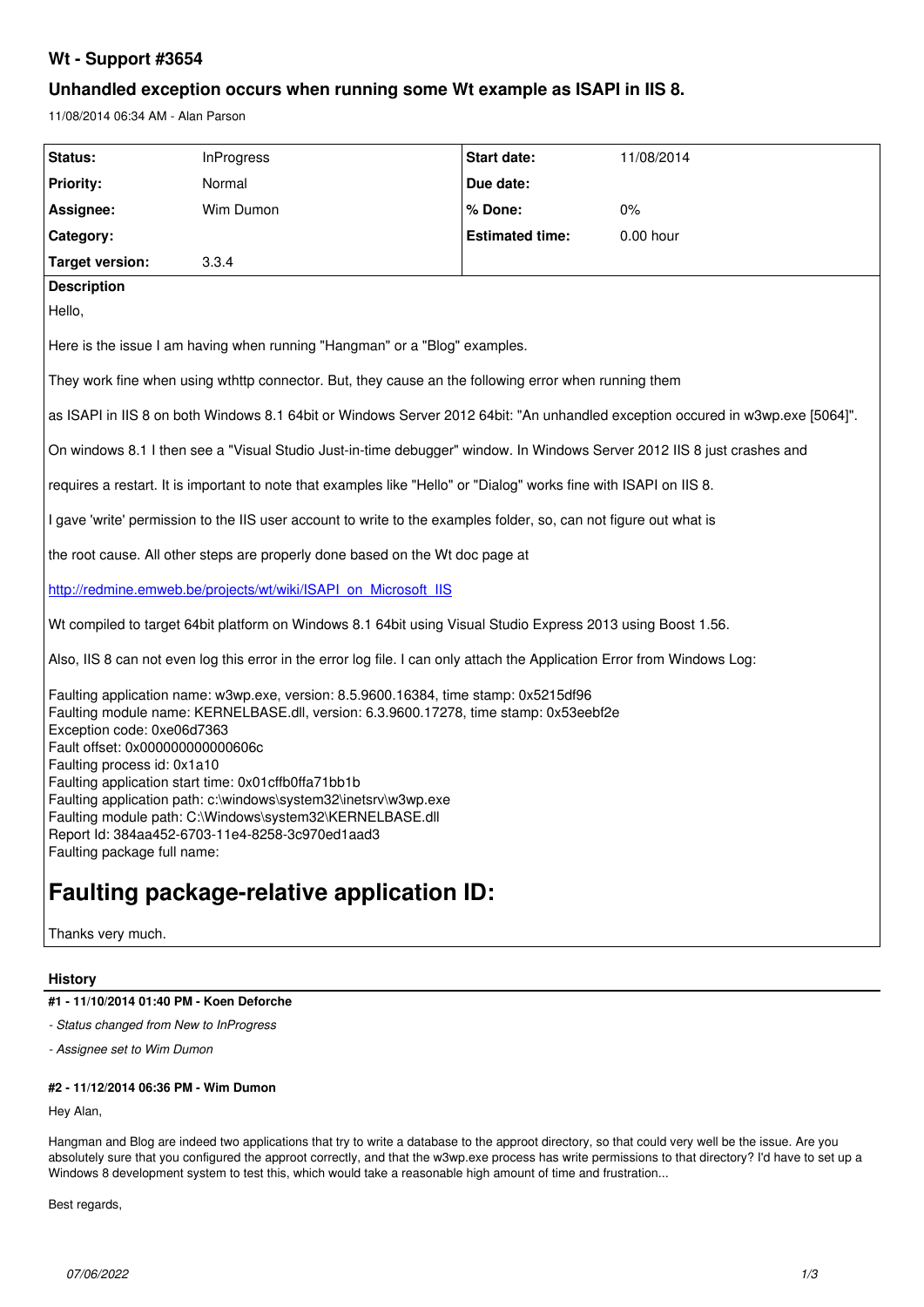# Wt - Support #3654

## Unhandled exception occurs when running some Wt example as ISAPI in IIS 8.

11/08/2014 06:34 AM - Alan Parson

| Status: | InProgress | Start date: | 11/08/2014 |
| --- | --- | --- | --- |
| Priority: | Normal | Due date: | |
| Assignee: | Wim Dumon | % Done: | 0% |
| Category: | | Estimated time: | 0.00 hour |
| Target version: | 3.3.4 | | |

**Description**

Hello,

Here is the issue I am having when running "Hangman" or a "Blog" examples.

They work fine when using wthttp connector. But, they cause an the following error when running them

as ISAPI in IIS 8 on both Windows 8.1 64bit or Windows Server 2012 64bit: "An unhandled exception occured in w3wp.exe [5064]".

On windows 8.1 I then see a "Visual Studio Just-in-time debugger" window. In Windows Server 2012 IIS 8 just crashes and

requires a restart. It is important to note that examples like "Hello" or "Dialog" works fine with ISAPI on IIS 8.

I gave 'write' permission to the IIS user account to write to the examples folder, so, can not figure out what is

the root cause. All other steps are properly done based on the Wt doc page at

[http://redmine.emweb.be/projects/wt/wiki/ISAPI_on_Microsoft_IIS](http://redmine.emweb.be/projects/wt/wiki/ISAPI_on_Microsoft_IIS)

Wt compiled to target 64bit platform on Windows 8.1 64bit using Visual Studio Express 2013 using Boost 1.56.

Also, IIS 8 can not even log this error in the error log file. I can only attach the Application Error from Windows Log:

Faulting application name: w3wp.exe, version: 8.5.9600.16384, time stamp: 0x5215df96
Faulting module name: KERNELBASE.dll, version: 6.3.9600.17278, time stamp: 0x53eebf2e
Exception code: 0xe06d7363
Fault offset: 0x000000000000606c
Faulting process id: 0x1a10
Faulting application start time: 0x01cffb0ffa71bb1b
Faulting application path: c:\windows\system32\inetsrv\w3wp.exe
Faulting module path: C:\Windows\system32\KERNELBASE.dll
Report Id: 384aa452-6703-11e4-8258-3c970ed1aad3
Faulting package full name:

# Faulting package-relative application ID:

Thanks very much.

**History**

**#1 - 11/10/2014 01:40 PM - Koen Deforche**

*- Status changed from New to InProgress*

*- Assignee set to Wim Dumon*

**#2 - 11/12/2014 06:36 PM - Wim Dumon**

Hey Alan,

Hangman and Blog are indeed two applications that try to write a database to the approot directory, so that could very well be the issue. Are you absolutely sure that you configured the approot correctly, and that the w3wp.exe process has write permissions to that directory? I'd have to set up a Windows 8 development system to test this, which would take a reasonable high amount of time and frustration...

Best regards,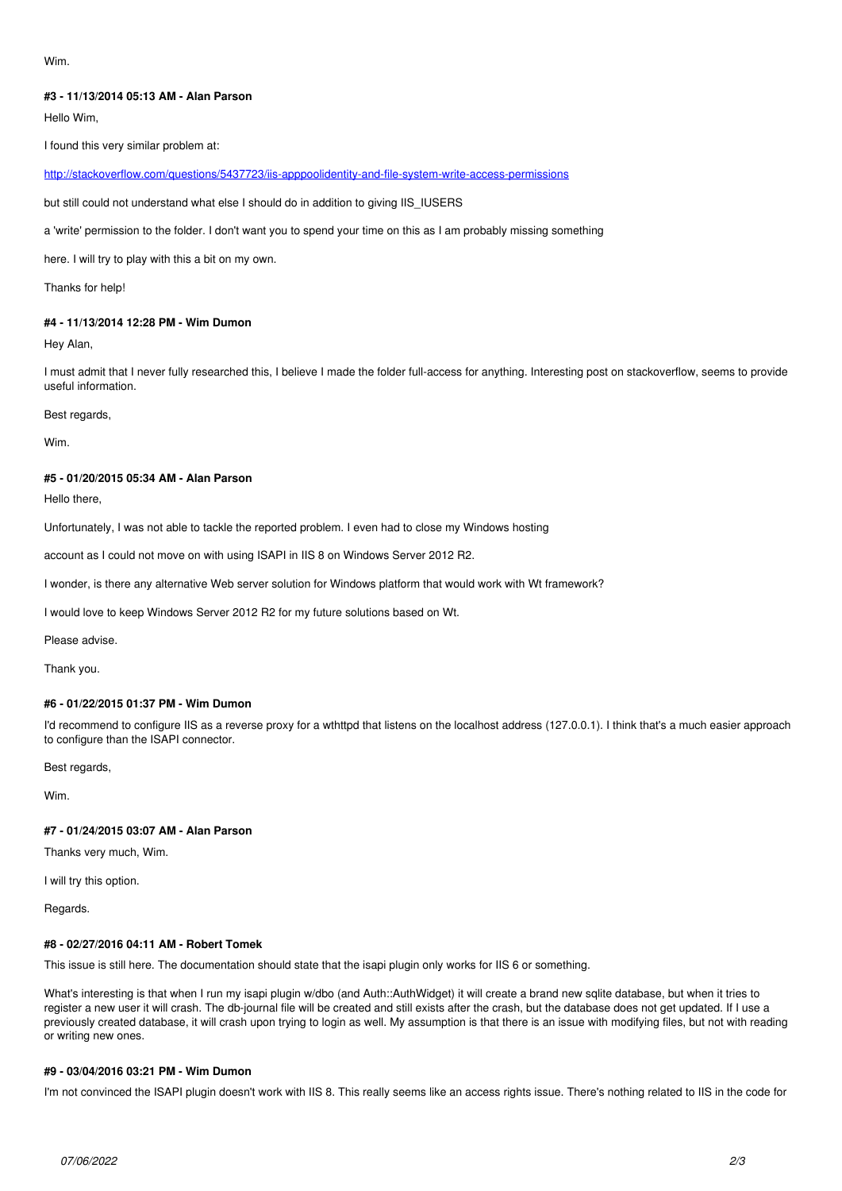Wim.

#### #3 - 11/13/2014 05:13 AM - Alan Parson

Hello Wim,

I found this very similar problem at:

http://stackoverflow.com/questions/5437723/iis-apppoolidentity-and-file-system-write-access-permissions

but still could not understand what else I should do in addition to giving IIS_IUSERS

a 'write' permission to the folder. I don't want you to spend your time on this as I am probably missing something

here. I will try to play with this a bit on my own.

Thanks for help!

#### #4 - 11/13/2014 12:28 PM - Wim Dumon

Hey Alan,

I must admit that I never fully researched this, I believe I made the folder full-access for anything. Interesting post on stackoverflow, seems to provide useful information.

Best regards,

Wim.

#### #5 - 01/20/2015 05:34 AM - Alan Parson

Hello there,

Unfortunately, I was not able to tackle the reported problem. I even had to close my Windows hosting

account as I could not move on with using ISAPI in IIS 8 on Windows Server 2012 R2.

I wonder, is there any alternative Web server solution for Windows platform that would work with Wt framework?

I would love to keep Windows Server 2012 R2 for my future solutions based on Wt.

Please advise.

Thank you.

#### #6 - 01/22/2015 01:37 PM - Wim Dumon

I'd recommend to configure IIS as a reverse proxy for a wthttpd that listens on the localhost address (127.0.0.1). I think that's a much easier approach to configure than the ISAPI connector.

Best regards,

Wim.

#### #7 - 01/24/2015 03:07 AM - Alan Parson

Thanks very much, Wim.

I will try this option.

Regards.

#### #8 - 02/27/2016 04:11 AM - Robert Tomek

This issue is still here. The documentation should state that the isapi plugin only works for IIS 6 or something.

What's interesting is that when I run my isapi plugin w/dbo (and Auth::AuthWidget) it will create a brand new sqlite database, but when it tries to register a new user it will crash. The db-journal file will be created and still exists after the crash, but the database does not get updated. If I use a previously created database, it will crash upon trying to login as well. My assumption is that there is an issue with modifying files, but not with reading or writing new ones.

#### #9 - 03/04/2016 03:21 PM - Wim Dumon

I'm not convinced the ISAPI plugin doesn't work with IIS 8. This really seems like an access rights issue. There's nothing related to IIS in the code for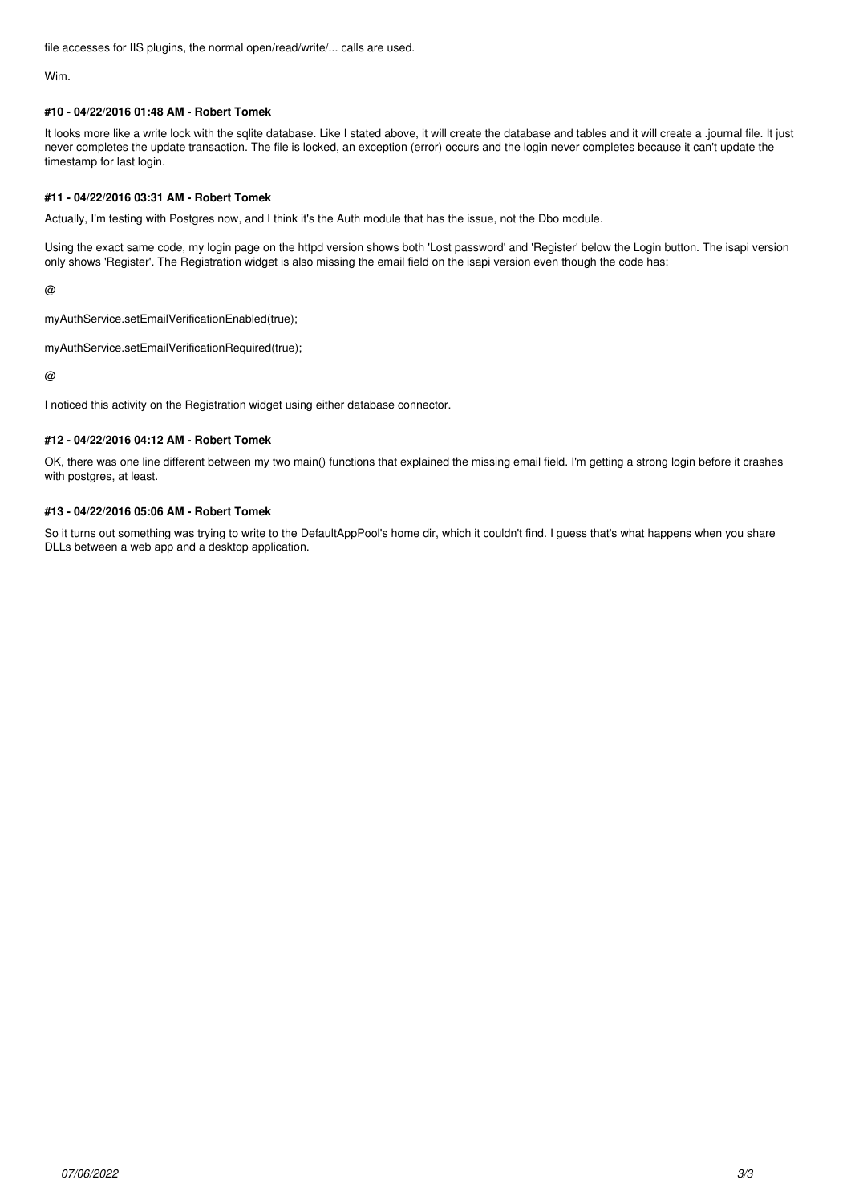file accesses for IIS plugins, the normal open/read/write/... calls are used.

Wim.

#### #10 - 04/22/2016 01:48 AM - Robert Tomek

It looks more like a write lock with the sqlite database. Like I stated above, it will create the database and tables and it will create a .journal file. It just never completes the update transaction. The file is locked, an exception (error) occurs and the login never completes because it can't update the timestamp for last login.

#### #11 - 04/22/2016 03:31 AM - Robert Tomek

Actually, I'm testing with Postgres now, and I think it's the Auth module that has the issue, not the Dbo module.

Using the exact same code, my login page on the httpd version shows both 'Lost password' and 'Register' below the Login button. The isapi version only shows 'Register'. The Registration widget is also missing the email field on the isapi version even though the code has:

@

myAuthService.setEmailVerificationEnabled(true);

myAuthService.setEmailVerificationRequired(true);

@

I noticed this activity on the Registration widget using either database connector.

#### #12 - 04/22/2016 04:12 AM - Robert Tomek

OK, there was one line different between my two main() functions that explained the missing email field. I'm getting a strong login before it crashes with postgres, at least.

#### #13 - 04/22/2016 05:06 AM - Robert Tomek

So it turns out something was trying to write to the DefaultAppPool's home dir, which it couldn't find. I guess that's what happens when you share DLLs between a web app and a desktop application.